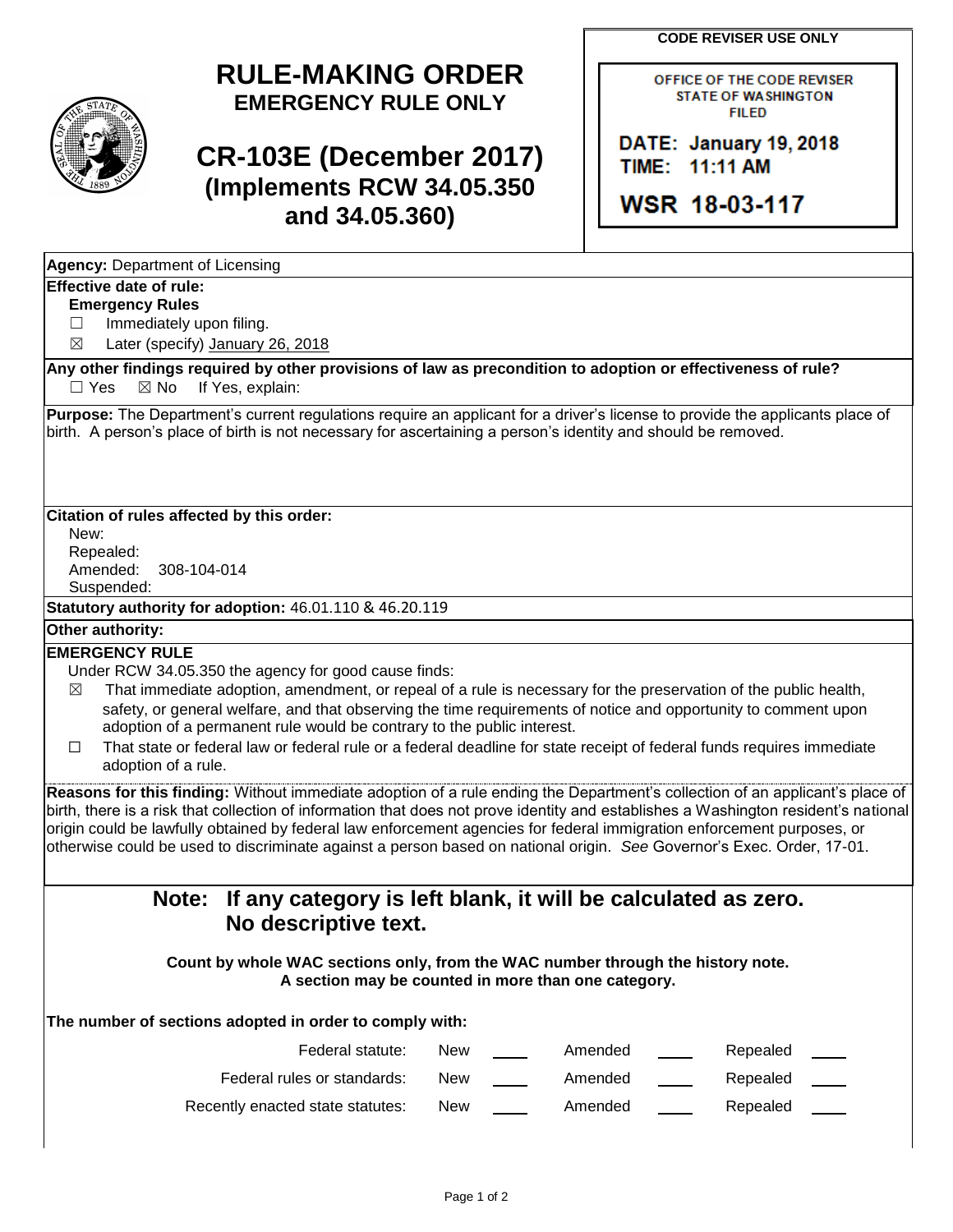# RULE-MAKING ORDER
## EMERGENCY RULE ONLY

# CR-103E (December 2017)
## (Implements RCW 34.05.350 and 34.05.360)

**CODE REVISER USE ONLY**

OFFICE OF THE CODE REVISER
STATE OF WASHINGTON
FILED

DATE: January 19, 2018
TIME: 11:11 AM

WSR 18-03-117

---

**Agency:** Department of Licensing

**Effective date of rule:**

**Emergency Rules**

☐ Immediately upon filing.

☒ Later (specify) January 26, 2018

**Any other findings required by other provisions of law as precondition to adoption or effectiveness of rule?**
☐ Yes ☒ No If Yes, explain:

**Purpose:** The Department's current regulations require an applicant for a driver's license to provide the applicants place of birth. A person's place of birth is not necessary for ascertaining a person's identity and should be removed.

**Citation of rules affected by this order:**
New:
Repealed:
Amended: 308-104-014
Suspended:

**Statutory authority for adoption:** 46.01.110 & 46.20.119

**Other authority:**

**EMERGENCY RULE**

Under RCW 34.05.350 the agency for good cause finds:

☒ That immediate adoption, amendment, or repeal of a rule is necessary for the preservation of the public health, safety, or general welfare, and that observing the time requirements of notice and opportunity to comment upon adoption of a permanent rule would be contrary to the public interest.

☐ That state or federal law or federal rule or a federal deadline for state receipt of federal funds requires immediate adoption of a rule.

**Reasons for this finding:** Without immediate adoption of a rule ending the Department's collection of an applicant's place of birth, there is a risk that collection of information that does not prove identity and establishes a Washington resident's national origin could be lawfully obtained by federal law enforcement agencies for federal immigration enforcement purposes, or otherwise could be used to discriminate against a person based on national origin. *See* Governor's Exec. Order, 17-01.

## Note: If any category is left blank, it will be calculated as zero. No descriptive text.

**Count by whole WAC sections only, from the WAC number through the history note. A section may be counted in more than one category.**

**The number of sections adopted in order to comply with:**

| | New | Amended | Repealed |
|---|---|---|---|
| Federal statute: | | | |
| Federal rules or standards: | | | |
| Recently enacted state statutes: | | | |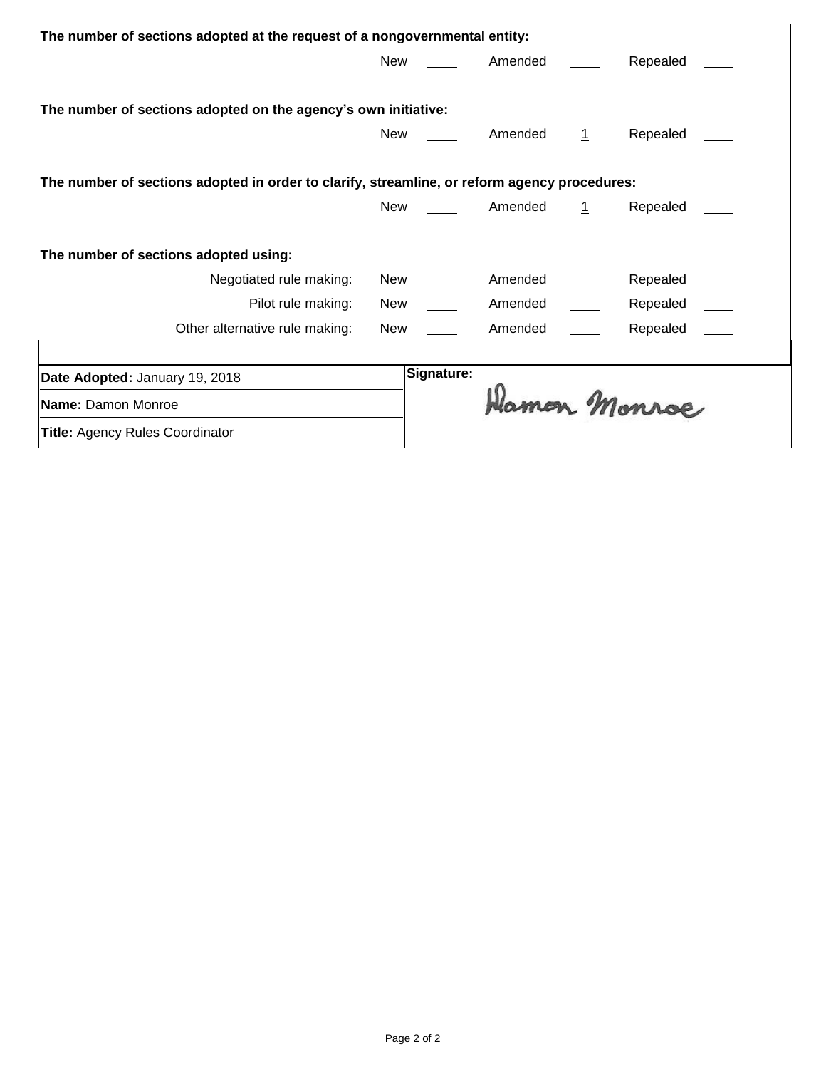**The number of sections adopted at the request of a nongovernmental entity:**

| | | | |
|---|---|---|---|
| | New ___ | Amended ___ | Repealed ___ |

**The number of sections adopted on the agency's own initiative:**

| | | | |
|---|---|---|---|
| | New ___ | Amended 1 | Repealed ___ |

**The number of sections adopted in order to clarify, streamline, or reform agency procedures:**

| | | | |
|---|---|---|---|
| | New ___ | Amended 1 | Repealed ___ |

**The number of sections adopted using:**

| | | | |
|---|---|---|---|
| Negotiated rule making: | New ___ | Amended ___ | Repealed ___ |
| Pilot rule making: | New ___ | Amended ___ | Repealed ___ |
| Other alternative rule making: | New ___ | Amended ___ | Repealed ___ |

| | |
|---|---|
| **Date Adopted:** January 19, 2018 | **Signature:** Damon Monroe |
| **Name:** Damon Monroe | |
| **Title:** Agency Rules Coordinator | |